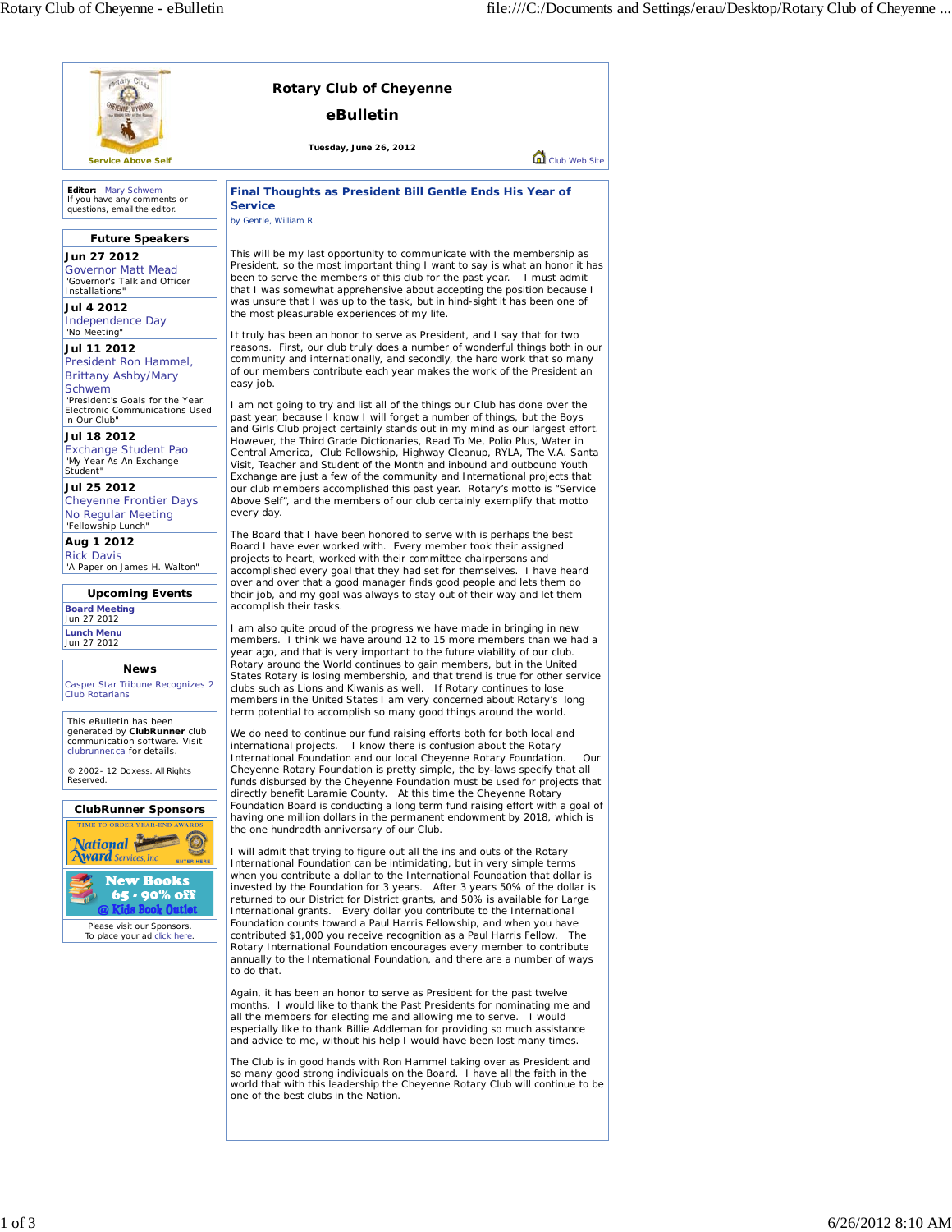# Rotary Club of Cheyenne

## eBulletin

**Tuesday, June 26, 2012**

Service Above Self

Club Web Site

**Editor:** Mary Schwem
If you have any comments or questions, email the editor.

### Future Speakers

**Jun 27 2012**
Governor Matt Mead
"Governor's Talk and Officer Installations"

**Jul 4 2012**
Independence Day
"No Meeting"

**Jul 11 2012**
President Ron Hammel, Brittany Ashby/Mary Schwem
"President's Goals for the Year. Electronic Communications Used in Our Club"

**Jul 18 2012**
Exchange Student Pao
"My Year As An Exchange Student"

**Jul 25 2012**
Cheyenne Frontier Days No Regular Meeting
"Fellowship Lunch"

**Aug 1 2012**
Rick Davis
"A Paper on James H. Walton"

### Upcoming Events

**Board Meeting**
Jun 27 2012

**Lunch Menu**
Jun 27 2012

### News

Casper Star Tribune Recognizes 2 Club Rotarians

This eBulletin has been generated by **ClubRunner** club communication software. Visit clubrunner.ca for details.

© 2002- 12 Doxess. All Rights Reserved.

### ClubRunner Sponsors

TIME TO ORDER YEAR-END AWARDS — National Award Services, Inc. — ENTER HERE

New Books 65 - 90% off @ Kids Book Outlet

Please visit our Sponsors.
To place your ad click here.

## Final Thoughts as President Bill Gentle Ends His Year of Service

by Gentle, William R.

This will be my last opportunity to communicate with the membership as President, so the most important thing I want to say is what an honor it has been to serve the members of this club for the past year. I must admit that I was somewhat apprehensive about accepting the position because I was unsure that I was up to the task, but in hind-sight it has been one of the most pleasurable experiences of my life.

It truly has been an honor to serve as President, and I say that for two reasons. First, our club truly does a number of wonderful things both in our community and internationally, and secondly, the hard work that so many of our members contribute each year makes the work of the President an easy job.

I am not going to try and list all of the things our Club has done over the past year, because I know I will forget a number of things, but the Boys and Girls Club project certainly stands out in my mind as our largest effort. However, the Third Grade Dictionaries, Read To Me, Polio Plus, Water in Central America, Club Fellowship, Highway Cleanup, RYLA, The V.A. Santa Visit, Teacher and Student of the Month and inbound and outbound Youth Exchange are just a few of the community and International projects that our club members accomplished this past year. Rotary's motto is "Service Above Self", and the members of our club certainly exemplify that motto every day.

The Board that I have been honored to serve with is perhaps the best Board I have ever worked with. Every member took their assigned projects to heart, worked with their committee chairpersons and accomplished every goal that they had set for themselves. I have heard over and over that a good manager finds good people and lets them do their job, and my goal was always to stay out of their way and let them accomplish their tasks.

I am also quite proud of the progress we have made in bringing in new members. I think we have around 12 to 15 more members than we had a year ago, and that is very important to the future viability of our club. Rotary around the World continues to gain members, but in the United States Rotary is losing membership, and that trend is true for other service clubs such as Lions and Kiwanis as well. If Rotary continues to lose members in the United States I am very concerned about Rotary's long term potential to accomplish so many good things around the world.

We do need to continue our fund raising efforts both for both local and international projects. I know there is confusion about the Rotary International Foundation and our local Cheyenne Rotary Foundation. Our Cheyenne Rotary Foundation is pretty simple, the by-laws specify that all funds disbursed by the Cheyenne Foundation must be used for projects that directly benefit Laramie County. At this time the Cheyenne Rotary Foundation Board is conducting a long term fund raising effort with a goal of having one million dollars in the permanent endowment by 2018, which is the one hundredth anniversary of our Club.

I will admit that trying to figure out all the ins and outs of the Rotary International Foundation can be intimidating, but in very simple terms when you contribute a dollar to the International Foundation that dollar is invested by the Foundation for 3 years. After 3 years 50% of the dollar is returned to our District for District grants, and 50% is available for Large International grants. Every dollar you contribute to the International Foundation counts toward a Paul Harris Fellowship, and when you have contributed $1,000 you receive recognition as a Paul Harris Fellow. The Rotary International Foundation encourages every member to contribute annually to the International Foundation, and there are a number of ways to do that.

Again, it has been an honor to serve as President for the past twelve months. I would like to thank the Past Presidents for nominating me and all the members for electing me and allowing me to serve. I would especially like to thank Billie Addleman for providing so much assistance and advice to me, without his help I would have been lost many times.

The Club is in good hands with Ron Hammel taking over as President and so many good strong individuals on the Board. I have all the faith in the world that with this leadership the Cheyenne Rotary Club will continue to be one of the best clubs in the Nation.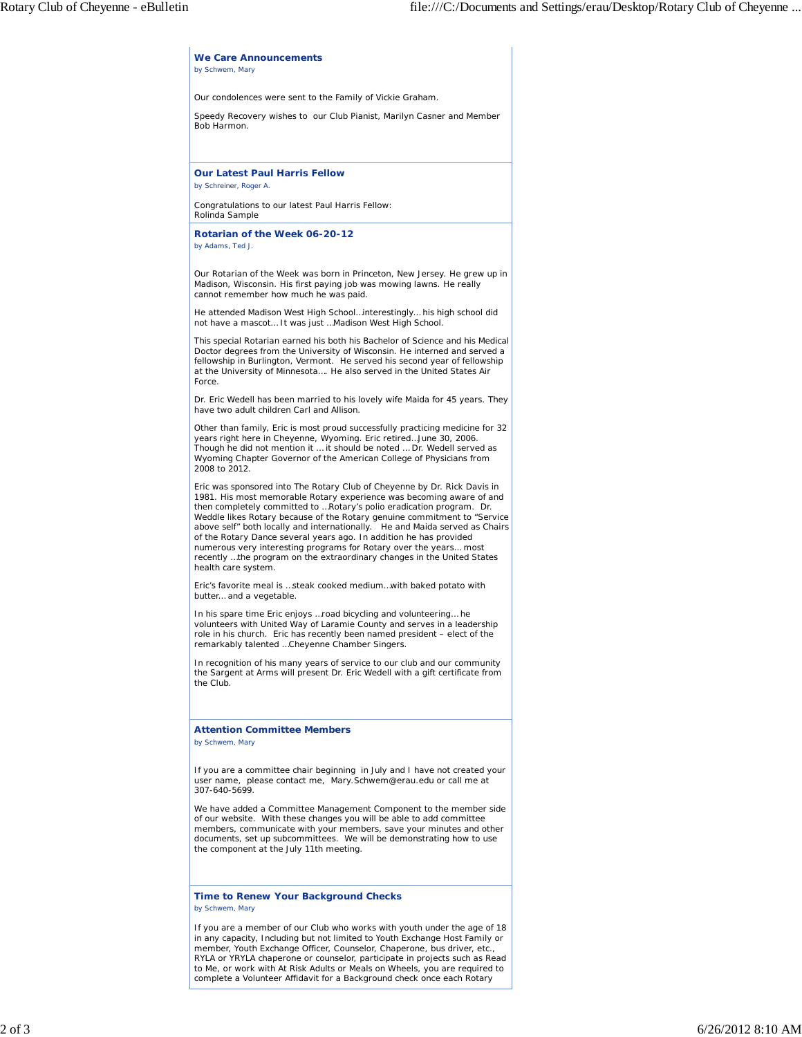### We Care Announcements

by Schwem, Mary

Our condolences were sent to the Family of Vickie Graham.

Speedy Recovery wishes to our Club Pianist, Marilyn Casner and Member Bob Harmon.

### Our Latest Paul Harris Fellow

by Schreiner, Roger A.

Congratulations to our latest Paul Harris Fellow:
Rolinda Sample

### Rotarian of the Week 06-20-12

by Adams, Ted J.

Our Rotarian of the Week was born in Princeton, New Jersey. He grew up in Madison, Wisconsin. His first paying job was mowing lawns. He really cannot remember how much he was paid.

He attended Madison West High School…interestingly… his high school did not have a mascot… It was just …Madison West High School.

This special Rotarian earned his both his Bachelor of Science and his Medical Doctor degrees from the University of Wisconsin. He interned and served a fellowship in Burlington, Vermont. He served his second year of fellowship at the University of Minnesota…. He also served in the United States Air Force.

Dr. Eric Wedell has been married to his lovely wife Maida for 45 years. They have two adult children Carl and Allison.

Other than family, Eric is most proud successfully practicing medicine for 32 years right here in Cheyenne, Wyoming. Eric retired…June 30, 2006. Though he did not mention it … it should be noted … Dr. Wedell served as Wyoming Chapter Governor of the American College of Physicians from 2008 to 2012.

Eric was sponsored into The Rotary Club of Cheyenne by Dr. Rick Davis in 1981. His most memorable Rotary experience was becoming aware of and then completely committed to …Rotary's polio eradication program. Dr. Weddle likes Rotary because of the Rotary genuine commitment to "Service above self" both locally and internationally. He and Maida served as Chairs of the Rotary Dance several years ago. In addition he has provided numerous very interesting programs for Rotary over the years… most recently …the program on the extraordinary changes in the United States health care system.

Eric's favorite meal is …steak cooked medium…with baked potato with butter… and a vegetable.

In his spare time Eric enjoys …road bicycling and volunteering… he volunteers with United Way of Laramie County and serves in a leadership role in his church. Eric has recently been named president – elect of the remarkably talented …Cheyenne Chamber Singers.

In recognition of his many years of service to our club and our community the Sargent at Arms will present Dr. Eric Wedell with a gift certificate from the Club.

### Attention Committee Members

by Schwem, Mary

If you are a committee chair beginning in July and I have not created your user name, please contact me, Mary.Schwem@erau.edu or call me at 307-640-5699.

We have added a Committee Management Component to the member side of our website. With these changes you will be able to add committee members, communicate with your members, save your minutes and other documents, set up subcommittees. We will be demonstrating how to use the component at the July 11th meeting.

### Time to Renew Your Background Checks

by Schwem, Mary

If you are a member of our Club who works with youth under the age of 18 in any capacity, Including but not limited to Youth Exchange Host Family or member, Youth Exchange Officer, Counselor, Chaperone, bus driver, etc., RYLA or YRYLA chaperone or counselor, participate in projects such as Read to Me, or work with At Risk Adults or Meals on Wheels, you are required to complete a Volunteer Affidavit for a Background check once each Rotary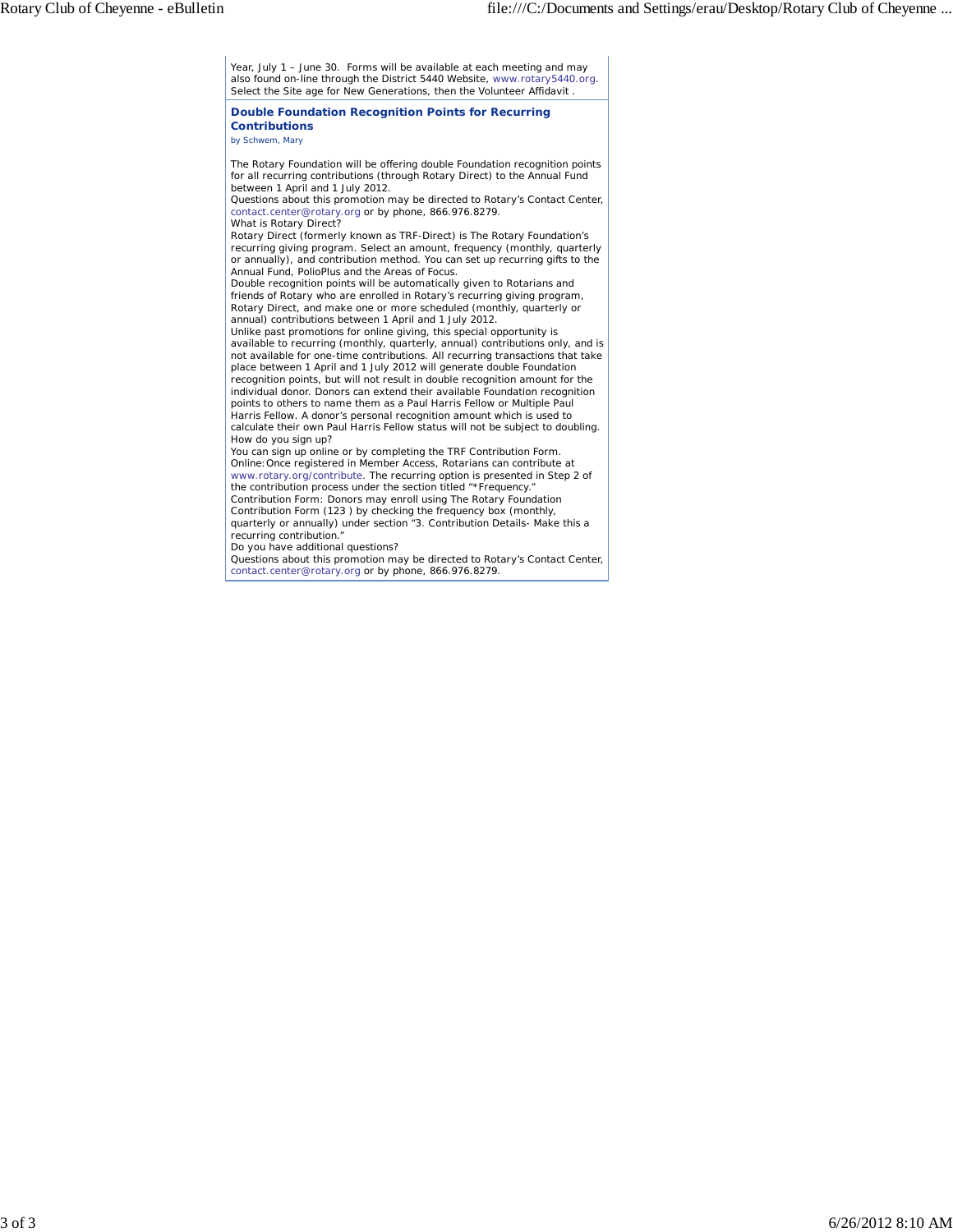Year, July 1 – June 30.  Forms will be available at each meeting and may also found on-line through the District 5440 Website, www.rotary5440.org. Select the Site age for New Generations, then the Volunteer Affidavit .

### Double Foundation Recognition Points for Recurring Contributions

by Schwem, Mary

The Rotary Foundation will be offering double Foundation recognition points for all recurring contributions (through Rotary Direct) to the Annual Fund between 1 April and 1 July 2012.
Questions about this promotion may be directed to Rotary's Contact Center, contact.center@rotary.org or by phone, 866.976.8279.
What is Rotary Direct?
Rotary Direct (formerly known as TRF-Direct) is The Rotary Foundation's recurring giving program. Select an amount, frequency (monthly, quarterly or annually), and contribution method. You can set up recurring gifts to the Annual Fund, PolioPlus and the Areas of Focus.
Double recognition points will be automatically given to Rotarians and friends of Rotary who are enrolled in Rotary's recurring giving program, Rotary Direct, and make one or more scheduled (monthly, quarterly or annual) contributions between 1 April and 1 July 2012.
Unlike past promotions for online giving, this special opportunity is available to recurring (monthly, quarterly, annual) contributions only, and is not available for one-time contributions. All recurring transactions that take place between 1 April and 1 July 2012 will generate double Foundation recognition points, but will not result in double recognition amount for the individual donor. Donors can extend their available Foundation recognition points to others to name them as a Paul Harris Fellow or Multiple Paul Harris Fellow. A donor's personal recognition amount which is used to calculate their own Paul Harris Fellow status will not be subject to doubling.
How do you sign up?
You can sign up online or by completing the TRF Contribution Form.
Online: Once registered in Member Access, Rotarians can contribute at www.rotary.org/contribute. The recurring option is presented in Step 2 of the contribution process under the section titled "*Frequency."
Contribution Form: Donors may enroll using The Rotary Foundation Contribution Form (123 ) by checking the frequency box (monthly, quarterly or annually) under section "3. Contribution Details- Make this a recurring contribution."
Do you have additional questions?
Questions about this promotion may be directed to Rotary's Contact Center, contact.center@rotary.org or by phone, 866.976.8279.